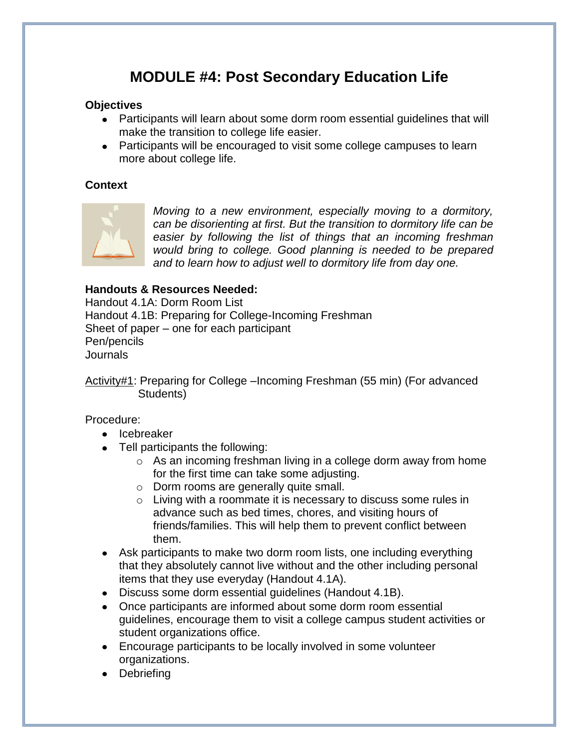# MODULE #4: Post Secondary Education Life

**Objectives**

- Participants will learn about some dorm room essential guidelines that will make the transition to college life easier.
- Participants will be encouraged to visit some college campuses to learn more about college life.

**Context**

*Moving to a new environment, especially moving to a dormitory, can be disorienting at first. But the transition to dormitory life can be easier by following the list of things that an incoming freshman would bring to college. Good planning is needed to be prepared and to learn how to adjust well to dormitory life from day one.*

**Handouts & Resources Needed:**

Handout 4.1A: Dorm Room List
Handout 4.1B: Preparing for College-Incoming Freshman
Sheet of paper – one for each participant
Pen/pencils
Journals

Activity#1: Preparing for College –Incoming Freshman (55 min) (For advanced Students)

Procedure:

- Icebreaker
- Tell participants the following:
  - As an incoming freshman living in a college dorm away from home for the first time can take some adjusting.
  - Dorm rooms are generally quite small.
  - Living with a roommate it is necessary to discuss some rules in advance such as bed times, chores, and visiting hours of friends/families. This will help them to prevent conflict between them.
- Ask participants to make two dorm room lists, one including everything that they absolutely cannot live without and the other including personal items that they use everyday (Handout 4.1A).
- Discuss some dorm essential guidelines (Handout 4.1B).
- Once participants are informed about some dorm room essential guidelines, encourage them to visit a college campus student activities or student organizations office.
- Encourage participants to be locally involved in some volunteer organizations.
- Debriefing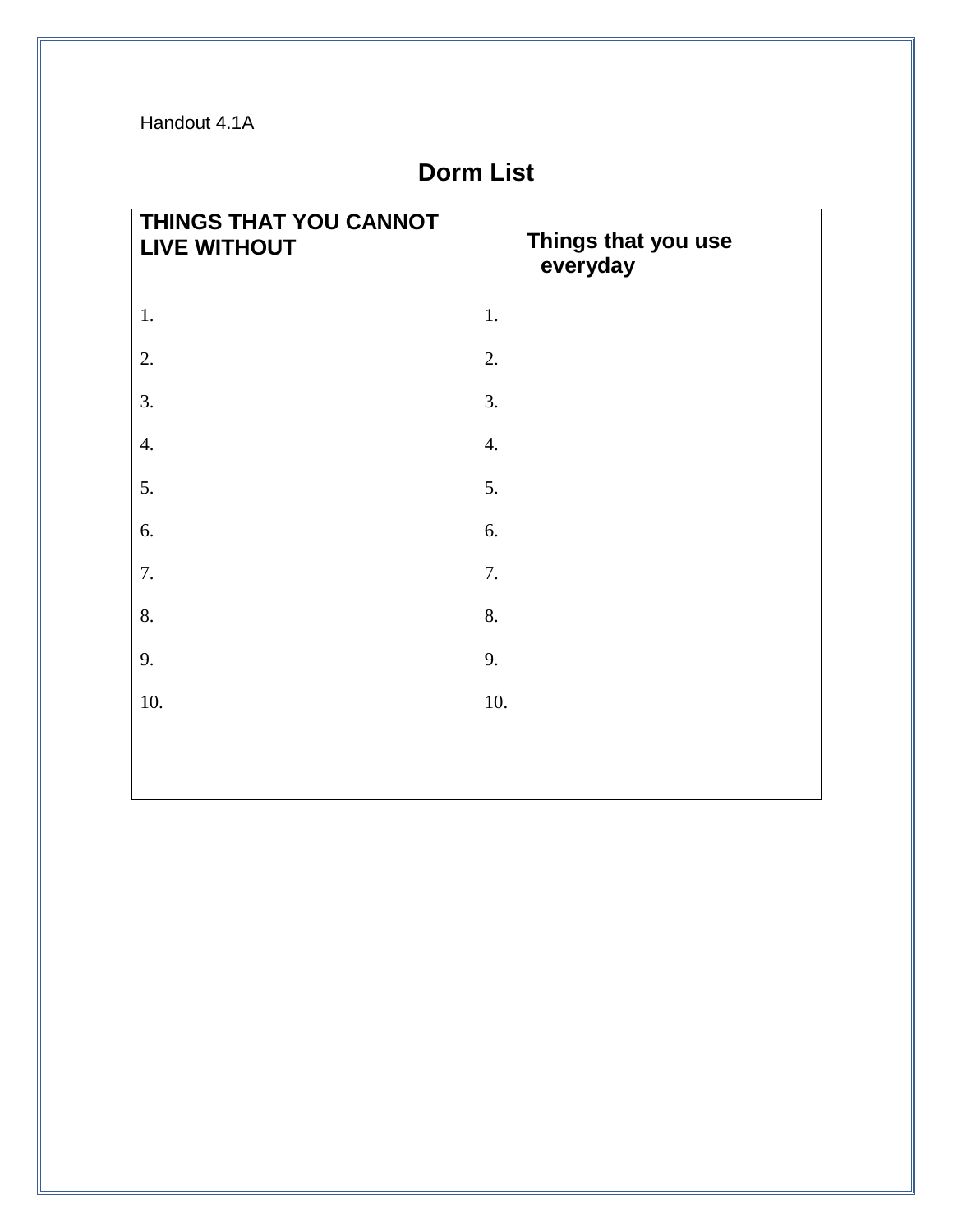Handout 4.1A

## Dorm List

| THINGS THAT YOU CANNOT LIVE WITHOUT | Things that you use everyday |
| --- | --- |
| 1. | 1. |
| 2. | 2. |
| 3. | 3. |
| 4. | 4. |
| 5. | 5. |
| 6. | 6. |
| 7. | 7. |
| 8. | 8. |
| 9. | 9. |
| 10. | 10. |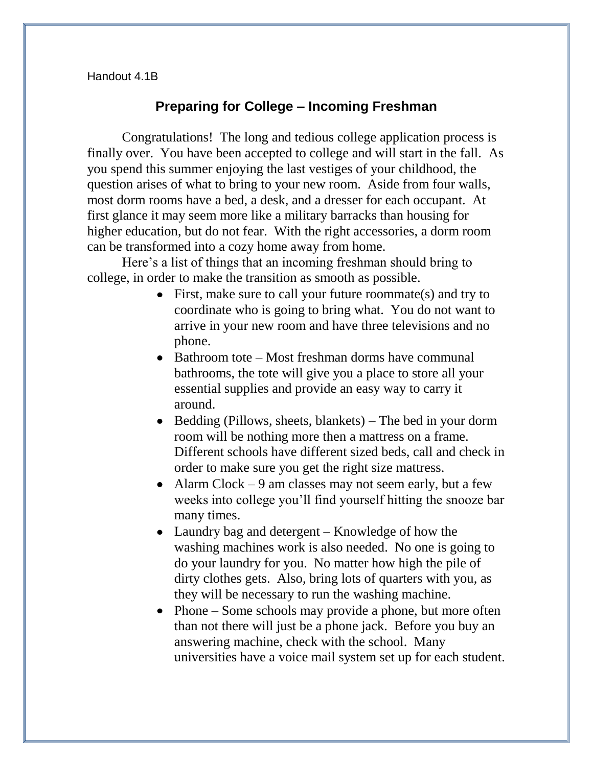Handout 4.1B

## Preparing for College – Incoming Freshman

Congratulations! The long and tedious college application process is finally over. You have been accepted to college and will start in the fall. As you spend this summer enjoying the last vestiges of your childhood, the question arises of what to bring to your new room. Aside from four walls, most dorm rooms have a bed, a desk, and a dresser for each occupant. At first glance it may seem more like a military barracks than housing for higher education, but do not fear. With the right accessories, a dorm room can be transformed into a cozy home away from home.

Here's a list of things that an incoming freshman should bring to college, in order to make the transition as smooth as possible.

- First, make sure to call your future roommate(s) and try to coordinate who is going to bring what. You do not want to arrive in your new room and have three televisions and no phone.
- Bathroom tote – Most freshman dorms have communal bathrooms, the tote will give you a place to store all your essential supplies and provide an easy way to carry it around.
- Bedding (Pillows, sheets, blankets) – The bed in your dorm room will be nothing more then a mattress on a frame. Different schools have different sized beds, call and check in order to make sure you get the right size mattress.
- Alarm Clock – 9 am classes may not seem early, but a few weeks into college you'll find yourself hitting the snooze bar many times.
- Laundry bag and detergent – Knowledge of how the washing machines work is also needed. No one is going to do your laundry for you. No matter how high the pile of dirty clothes gets. Also, bring lots of quarters with you, as they will be necessary to run the washing machine.
- Phone – Some schools may provide a phone, but more often than not there will just be a phone jack. Before you buy an answering machine, check with the school. Many universities have a voice mail system set up for each student.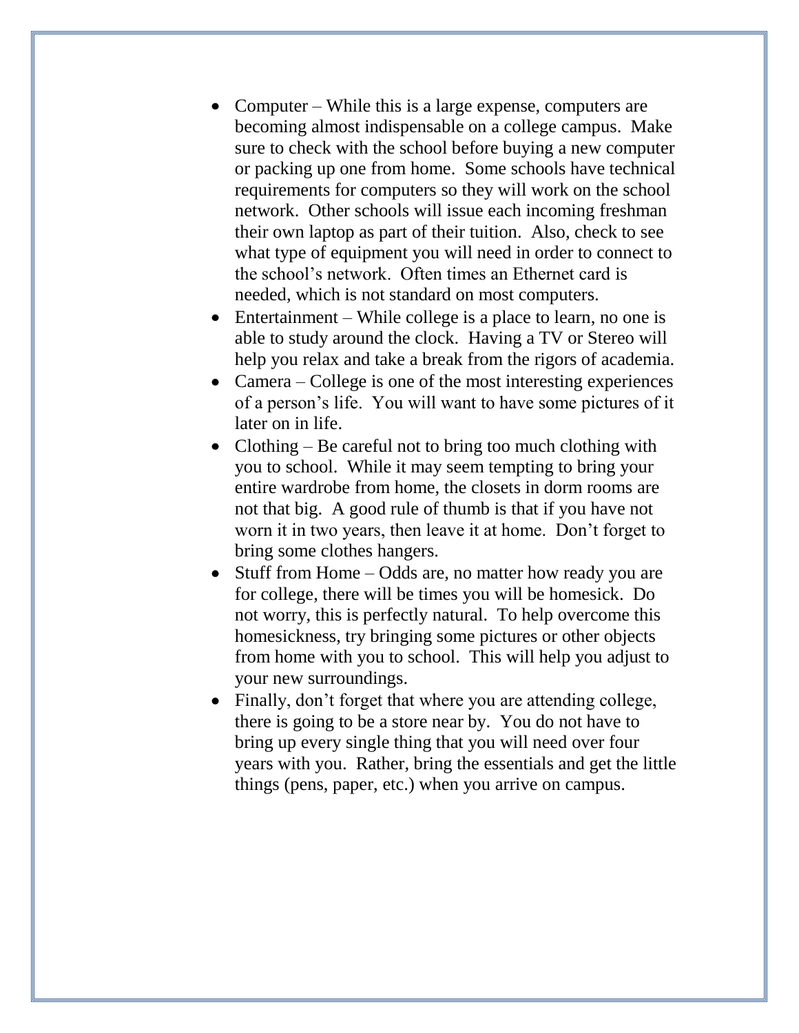- Computer – While this is a large expense, computers are becoming almost indispensable on a college campus. Make sure to check with the school before buying a new computer or packing up one from home. Some schools have technical requirements for computers so they will work on the school network. Other schools will issue each incoming freshman their own laptop as part of their tuition. Also, check to see what type of equipment you will need in order to connect to the school's network. Often times an Ethernet card is needed, which is not standard on most computers.
- Entertainment – While college is a place to learn, no one is able to study around the clock. Having a TV or Stereo will help you relax and take a break from the rigors of academia.
- Camera – College is one of the most interesting experiences of a person's life. You will want to have some pictures of it later on in life.
- Clothing – Be careful not to bring too much clothing with you to school. While it may seem tempting to bring your entire wardrobe from home, the closets in dorm rooms are not that big. A good rule of thumb is that if you have not worn it in two years, then leave it at home. Don't forget to bring some clothes hangers.
- Stuff from Home – Odds are, no matter how ready you are for college, there will be times you will be homesick. Do not worry, this is perfectly natural. To help overcome this homesickness, try bringing some pictures or other objects from home with you to school. This will help you adjust to your new surroundings.
- Finally, don't forget that where you are attending college, there is going to be a store near by. You do not have to bring up every single thing that you will need over four years with you. Rather, bring the essentials and get the little things (pens, paper, etc.) when you arrive on campus.